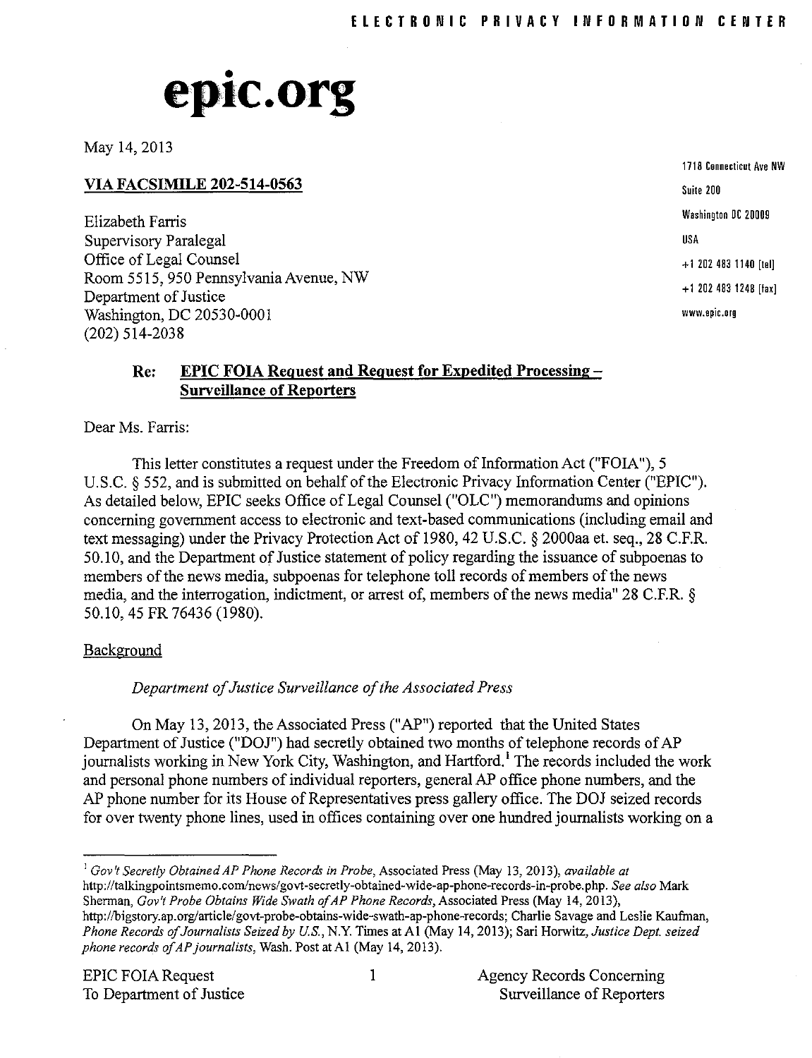ELECTRONIC PRIVACY INFORMATION CENTER

# epic.org

May 14, 2013

1718 Connecticut Ave NW
Suite 200
Washington DC 20009
USA
+1 202 483 1140 [tel]
+1 202 483 1248 [fax]
www.epic.org

**VIA FACSIMILE 202-514-0563**

Elizabeth Farris
Supervisory Paralegal
Office of Legal Counsel
Room 5515, 950 Pennsylvania Avenue, NW
Department of Justice
Washington, DC 20530-0001
(202) 514-2038

**Re: EPIC FOIA Request and Request for Expedited Processing – Surveillance of Reporters**

Dear Ms. Farris:

This letter constitutes a request under the Freedom of Information Act ("FOIA"), 5 U.S.C. § 552, and is submitted on behalf of the Electronic Privacy Information Center ("EPIC"). As detailed below, EPIC seeks Office of Legal Counsel ("OLC") memorandums and opinions concerning government access to electronic and text-based communications (including email and text messaging) under the Privacy Protection Act of 1980, 42 U.S.C. § 2000aa et. seq., 28 C.F.R. 50.10, and the Department of Justice statement of policy regarding the issuance of subpoenas to members of the news media, subpoenas for telephone toll records of members of the news media, and the interrogation, indictment, or arrest of, members of the news media" 28 C.F.R. § 50.10, 45 FR 76436 (1980).

Background

*Department of Justice Surveillance of the Associated Press*

On May 13, 2013, the Associated Press ("AP") reported that the United States Department of Justice ("DOJ") had secretly obtained two months of telephone records of AP journalists working in New York City, Washington, and Hartford.[1] The records included the work and personal phone numbers of individual reporters, general AP office phone numbers, and the AP phone number for its House of Representatives press gallery office. The DOJ seized records for over twenty phone lines, used in offices containing over one hundred journalists working on a

[1] *Gov't Secretly Obtained AP Phone Records in Probe*, Associated Press (May 13, 2013), *available at* http://talkingpointsmemo.com/news/govt-secretly-obtained-wide-ap-phone-records-in-probe.php. *See also* Mark Sherman, *Gov't Probe Obtains Wide Swath of AP Phone Records*, Associated Press (May 14, 2013), http://bigstory.ap.org/article/govt-probe-obtains-wide-swath-ap-phone-records; Charlie Savage and Leslie Kaufman, *Phone Records of Journalists Seized by U.S.*, N.Y. Times at A1 (May 14, 2013); Sari Horwitz, *Justice Dept. seized phone records of AP journalists*, Wash. Post at A1 (May 14, 2013).

EPIC FOIA Request
To Department of Justice

Agency Records Concerning
Surveillance of Reporters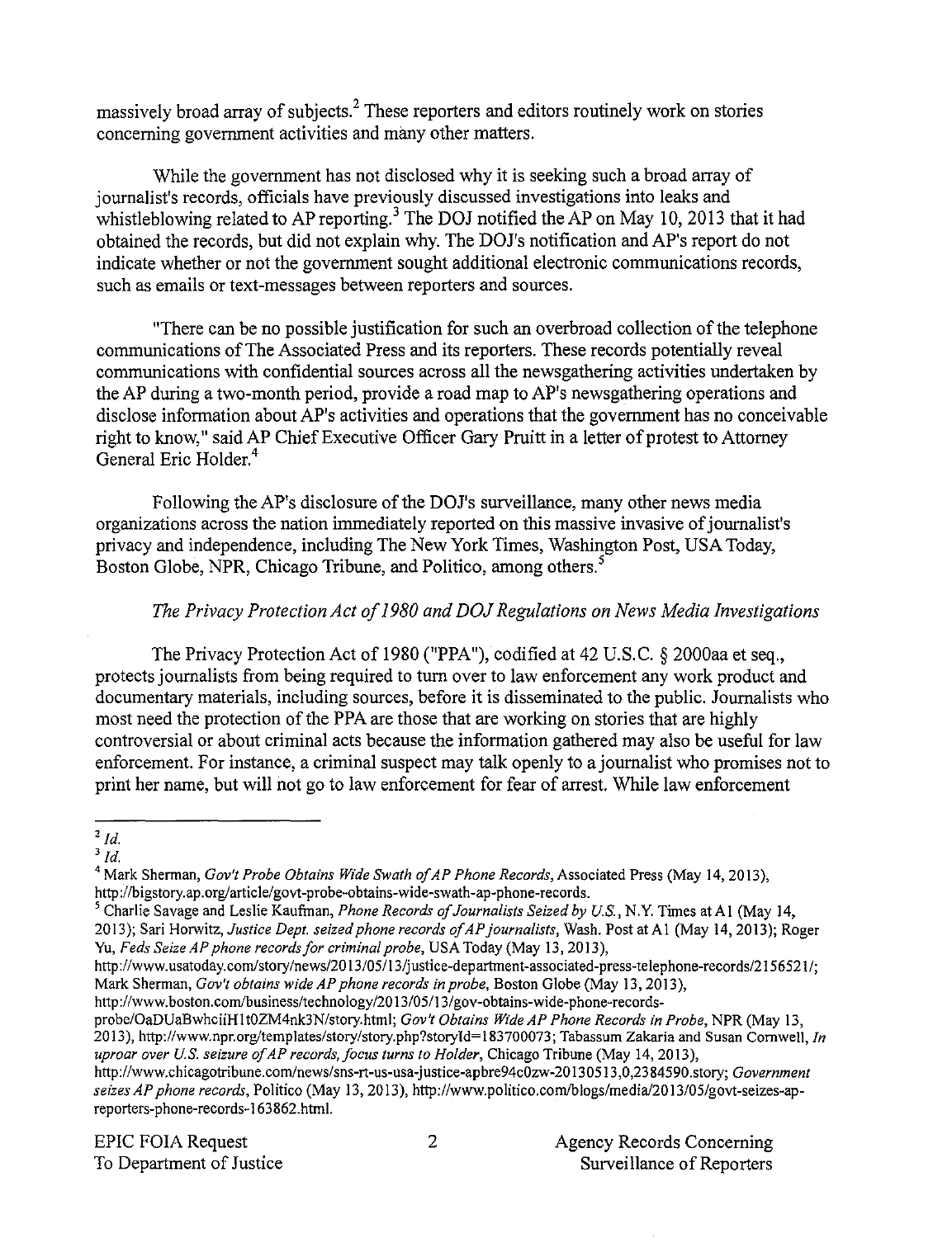massively broad array of subjects.[2] These reporters and editors routinely work on stories concerning government activities and many other matters.

While the government has not disclosed why it is seeking such a broad array of journalist's records, officials have previously discussed investigations into leaks and whistleblowing related to AP reporting.[3] The DOJ notified the AP on May 10, 2013 that it had obtained the records, but did not explain why. The DOJ's notification and AP's report do not indicate whether or not the government sought additional electronic communications records, such as emails or text-messages between reporters and sources.

"There can be no possible justification for such an overbroad collection of the telephone communications of The Associated Press and its reporters. These records potentially reveal communications with confidential sources across all the newsgathering activities undertaken by the AP during a two-month period, provide a road map to AP's newsgathering operations and disclose information about AP's activities and operations that the government has no conceivable right to know," said AP Chief Executive Officer Gary Pruitt in a letter of protest to Attorney General Eric Holder.[4]

Following the AP's disclosure of the DOJ's surveillance, many other news media organizations across the nation immediately reported on this massive invasive of journalist's privacy and independence, including The New York Times, Washington Post, USA Today, Boston Globe, NPR, Chicago Tribune, and Politico, among others.[5]

*The Privacy Protection Act of 1980 and DOJ Regulations on News Media Investigations*

The Privacy Protection Act of 1980 ("PPA"), codified at 42 U.S.C. § 2000aa et seq., protects journalists from being required to turn over to law enforcement any work product and documentary materials, including sources, before it is disseminated to the public. Journalists who most need the protection of the PPA are those that are working on stories that are highly controversial or about criminal acts because the information gathered may also be useful for law enforcement. For instance, a criminal suspect may talk openly to a journalist who promises not to print her name, but will not go to law enforcement for fear of arrest. While law enforcement

---

[2] *Id.*

[3] *Id.*

[4] Mark Sherman, *Gov't Probe Obtains Wide Swath of AP Phone Records*, Associated Press (May 14, 2013), http://bigstory.ap.org/article/govt-probe-obtains-wide-swath-ap-phone-records.

[5] Charlie Savage and Leslie Kaufman, *Phone Records of Journalists Seized by U.S.*, N.Y. Times at A1 (May 14, 2013); Sari Horwitz, *Justice Dept. seized phone records of AP journalists*, Wash. Post at A1 (May 14, 2013); Roger Yu, *Feds Seize AP phone records for criminal probe*, USA Today (May 13, 2013), http://www.usatoday.com/story/news/2013/05/13/justice-department-associated-press-telephone-records/2156521/; Mark Sherman, *Gov't obtains wide AP phone records in probe*, Boston Globe (May 13, 2013), http://www.boston.com/business/technology/2013/05/13/gov-obtains-wide-phone-records-probe/OaDUaBwhciiH1t0ZM4nk3N/story.html; *Gov't Obtains Wide AP Phone Records in Probe*, NPR (May 13, 2013), http://www.npr.org/templates/story/story.php?storyId=183700073; Tabassum Zakaria and Susan Cornwell, *In uproar over U.S. seizure of AP records, focus turns to Holder*, Chicago Tribune (May 14, 2013), http://www.chicagotribune.com/news/sns-rt-us-usa-justice-apbre94c0zw-20130513,0,2384590.story; *Government seizes AP phone records*, Politico (May 13, 2013), http://www.politico.com/blogs/media/2013/05/govt-seizes-ap-reporters-phone-records-163862.html.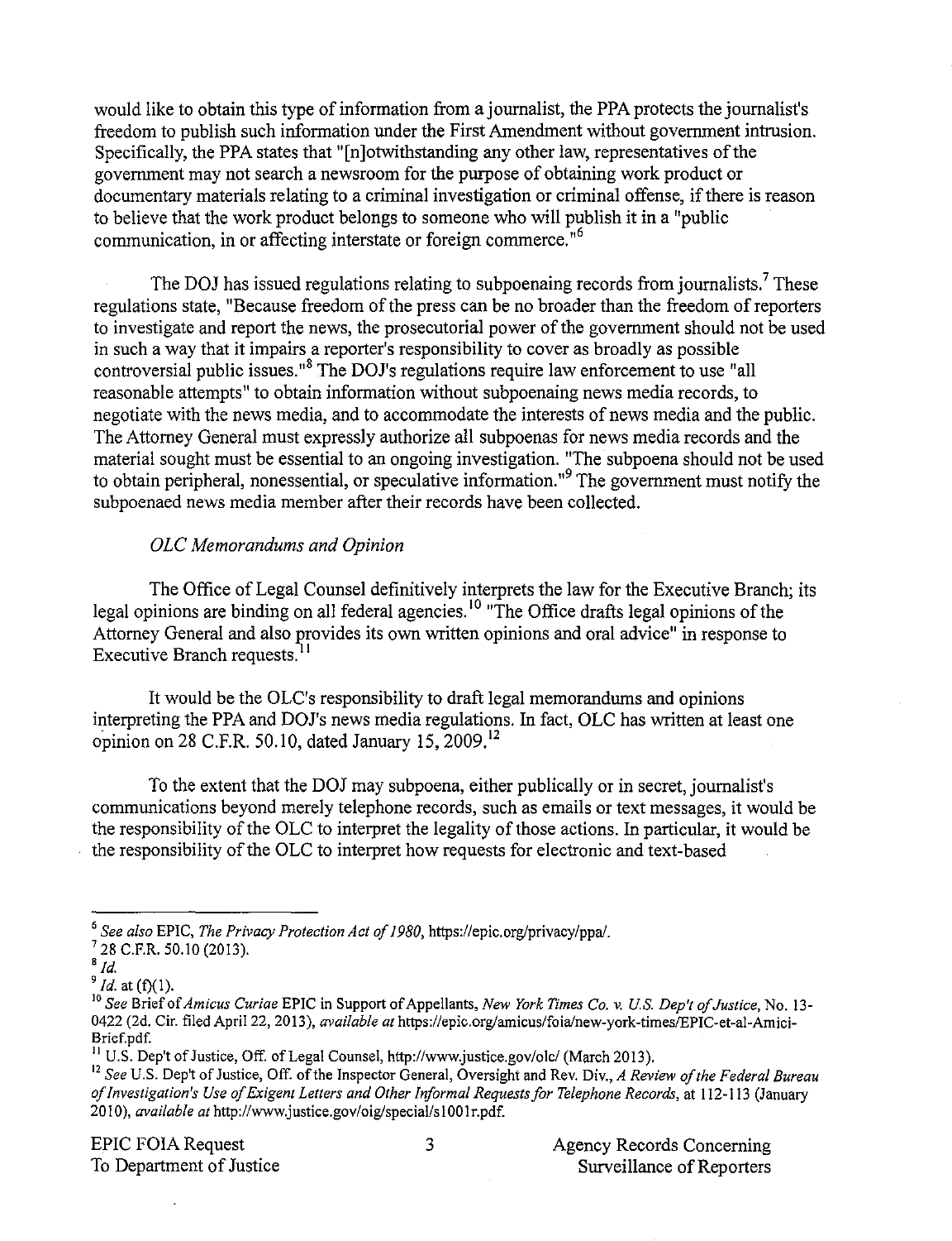would like to obtain this type of information from a journalist, the PPA protects the journalist's freedom to publish such information under the First Amendment without government intrusion. Specifically, the PPA states that "[n]otwithstanding any other law, representatives of the government may not search a newsroom for the purpose of obtaining work product or documentary materials relating to a criminal investigation or criminal offense, if there is reason to believe that the work product belongs to someone who will publish it in a "public communication, in or affecting interstate or foreign commerce."[6]

The DOJ has issued regulations relating to subpoenaing records from journalists.[7] These regulations state, "Because freedom of the press can be no broader than the freedom of reporters to investigate and report the news, the prosecutorial power of the government should not be used in such a way that it impairs a reporter's responsibility to cover as broadly as possible controversial public issues."[8] The DOJ's regulations require law enforcement to use "all reasonable attempts" to obtain information without subpoenaing news media records, to negotiate with the news media, and to accommodate the interests of news media and the public. The Attorney General must expressly authorize all subpoenas for news media records and the material sought must be essential to an ongoing investigation. "The subpoena should not be used to obtain peripheral, nonessential, or speculative information."[9] The government must notify the subpoenaed news media member after their records have been collected.

*OLC Memorandums and Opinion*

The Office of Legal Counsel definitively interprets the law for the Executive Branch; its legal opinions are binding on all federal agencies.[10] "The Office drafts legal opinions of the Attorney General and also provides its own written opinions and oral advice" in response to Executive Branch requests.[11]

It would be the OLC's responsibility to draft legal memorandums and opinions interpreting the PPA and DOJ's news media regulations. In fact, OLC has written at least one opinion on 28 C.F.R. 50.10, dated January 15, 2009.[12]

To the extent that the DOJ may subpoena, either publically or in secret, journalist's communications beyond merely telephone records, such as emails or text messages, it would be the responsibility of the OLC to interpret the legality of those actions. In particular, it would be the responsibility of the OLC to interpret how requests for electronic and text-based

---

[6] *See also* EPIC, *The Privacy Protection Act of 1980*, https://epic.org/privacy/ppa/.

[7] 28 C.F.R. 50.10 (2013).

[8] *Id.*

[9] *Id.* at (f)(1).

[10] *See* Brief of *Amicus Curiae* EPIC in Support of Appellants, *New York Times Co. v. U.S. Dep't of Justice*, No. 13-0422 (2d. Cir. filed April 22, 2013), *available at* https://epic.org/amicus/foia/new-york-times/EPIC-et-al-Amici-Brief.pdf.

[11] U.S. Dep't of Justice, Off. of Legal Counsel, http://www.justice.gov/olc/ (March 2013).

[12] *See* U.S. Dep't of Justice, Off. of the Inspector General, Oversight and Rev. Div., *A Review of the Federal Bureau of Investigation's Use of Exigent Letters and Other Informal Requests for Telephone Records*, at 112-113 (January 2010), *available at* http://www.justice.gov/oig/special/s1001r.pdf.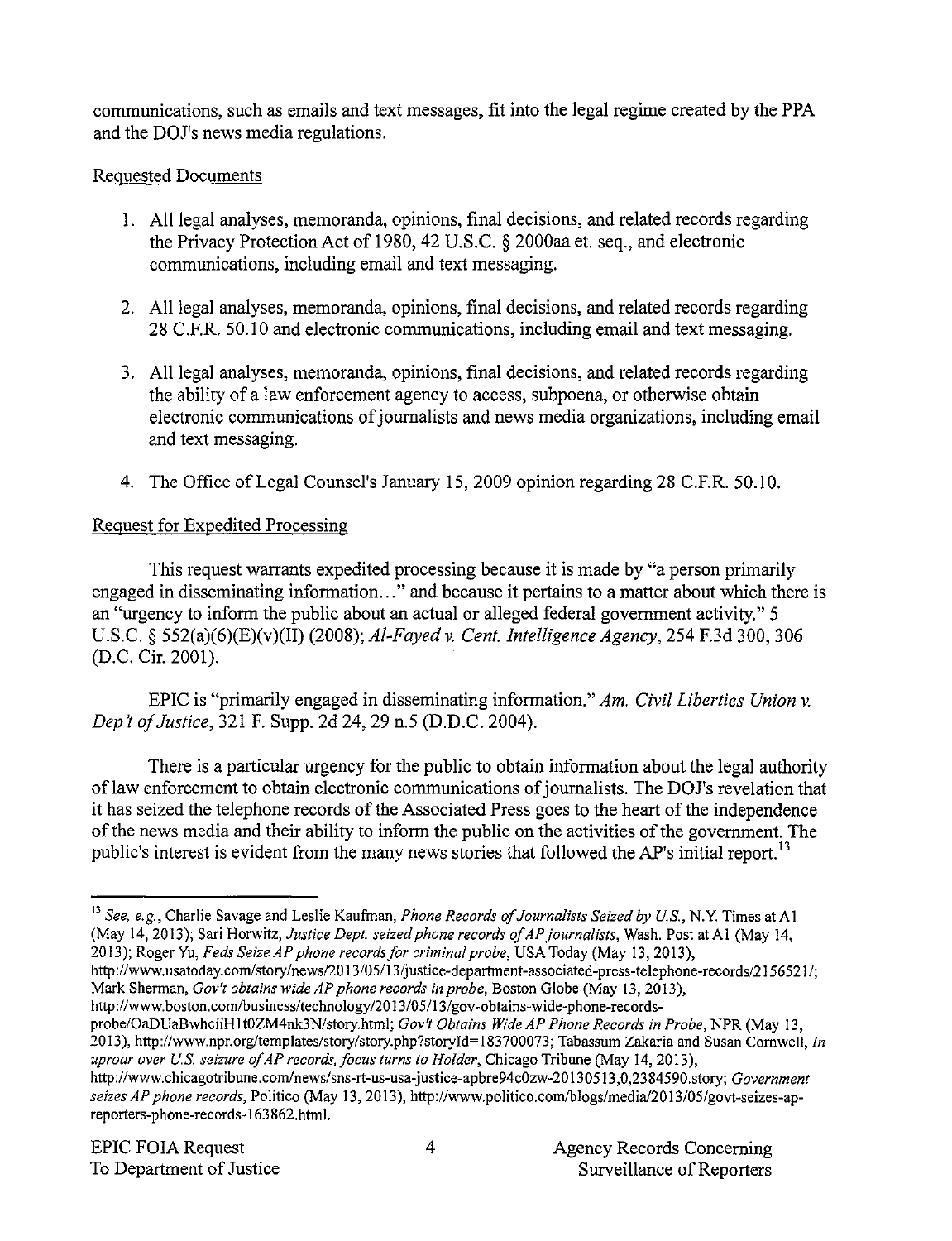communications, such as emails and text messages, fit into the legal regime created by the PPA and the DOJ's news media regulations.

Requested Documents

1. All legal analyses, memoranda, opinions, final decisions, and related records regarding the Privacy Protection Act of 1980, 42 U.S.C. § 2000aa et. seq., and electronic communications, including email and text messaging.

2. All legal analyses, memoranda, opinions, final decisions, and related records regarding 28 C.F.R. 50.10 and electronic communications, including email and text messaging.

3. All legal analyses, memoranda, opinions, final decisions, and related records regarding the ability of a law enforcement agency to access, subpoena, or otherwise obtain electronic communications of journalists and news media organizations, including email and text messaging.

4. The Office of Legal Counsel's January 15, 2009 opinion regarding 28 C.F.R. 50.10.

Request for Expedited Processing

This request warrants expedited processing because it is made by "a person primarily engaged in disseminating information…" and because it pertains to a matter about which there is an "urgency to inform the public about an actual or alleged federal government activity." 5 U.S.C. § 552(a)(6)(E)(v)(II) (2008); *Al-Fayed v. Cent. Intelligence Agency*, 254 F.3d 300, 306 (D.C. Cir. 2001).

EPIC is "primarily engaged in disseminating information." *Am. Civil Liberties Union v. Dep't of Justice*, 321 F. Supp. 2d 24, 29 n.5 (D.D.C. 2004).

There is a particular urgency for the public to obtain information about the legal authority of law enforcement to obtain electronic communications of journalists. The DOJ's revelation that it has seized the telephone records of the Associated Press goes to the heart of the independence of the news media and their ability to inform the public on the activities of the government. The public's interest is evident from the many news stories that followed the AP's initial report.[13]

---

[13] *See, e.g.*, Charlie Savage and Leslie Kaufman, *Phone Records of Journalists Seized by U.S.*, N.Y. Times at A1 (May 14, 2013); Sari Horwitz, *Justice Dept. seized phone records of AP journalists*, Wash. Post at A1 (May 14, 2013); Roger Yu, *Feds Seize AP phone records for criminal probe*, USA Today (May 13, 2013), http://www.usatoday.com/story/news/2013/05/13/justice-department-associated-press-telephone-records/2156521/; Mark Sherman, *Gov't obtains wide AP phone records in probe*, Boston Globe (May 13, 2013), http://www.boston.com/business/technology/2013/05/13/gov-obtains-wide-phone-records-probe/OaDUaBwhciiH1t0ZM4nk3N/story.html; *Gov't Obtains Wide AP Phone Records in Probe*, NPR (May 13, 2013), http://www.npr.org/templates/story/story.php?storyId=183700073; Tabassum Zakaria and Susan Cornwell, *In uproar over U.S. seizure of AP records, focus turns to Holder*, Chicago Tribune (May 14, 2013), http://www.chicagotribune.com/news/sns-rt-us-usa-justice-apbre94c0zw-20130513,0,2384590.story; *Government seizes AP phone records*, Politico (May 13, 2013), http://www.politico.com/blogs/media/2013/05/govt-seizes-ap-reporters-phone-records-163862.html.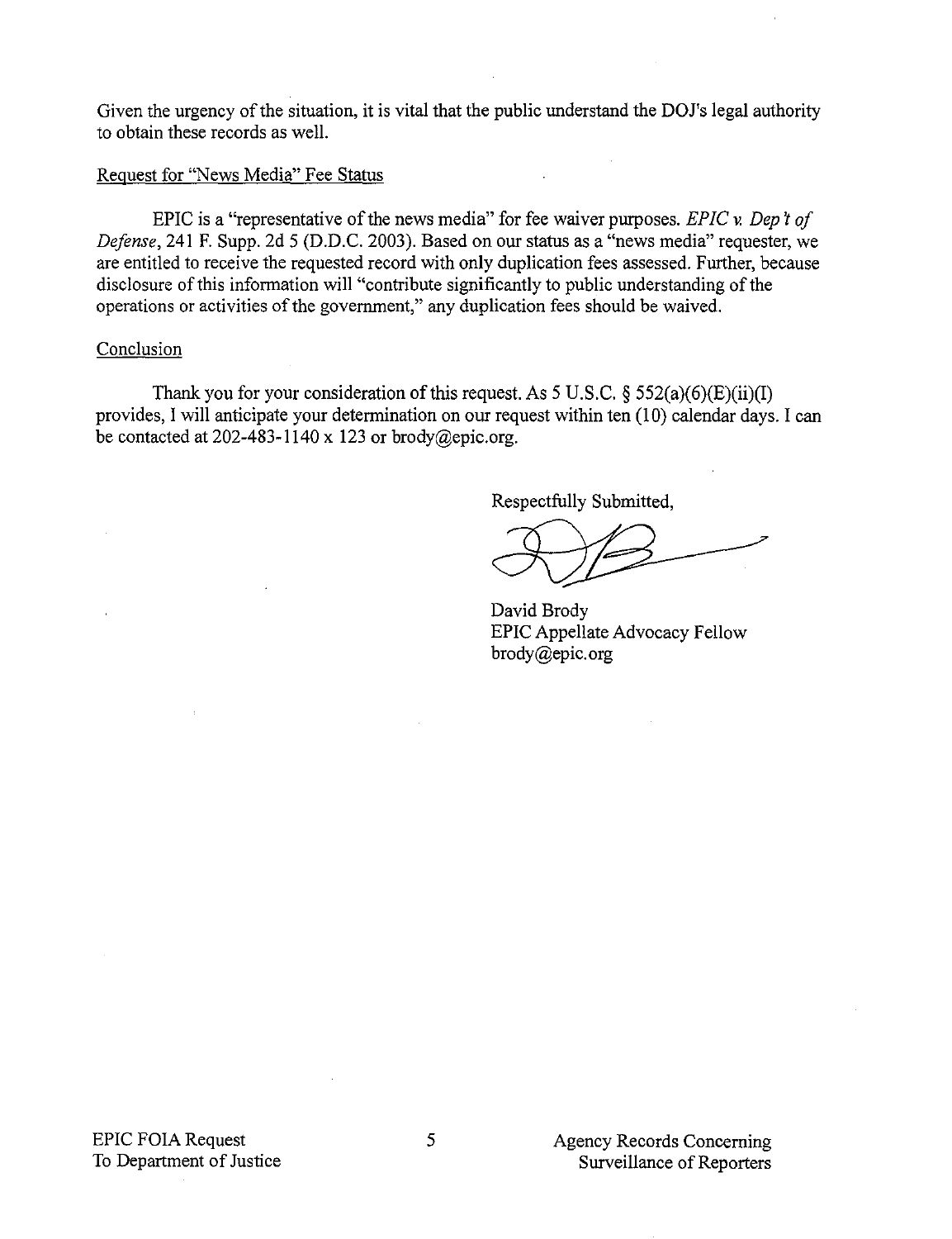Given the urgency of the situation, it is vital that the public understand the DOJ's legal authority to obtain these records as well.

Request for "News Media" Fee Status

EPIC is a "representative of the news media" for fee waiver purposes. *EPIC v. Dep't of Defense*, 241 F. Supp. 2d 5 (D.D.C. 2003). Based on our status as a "news media" requester, we are entitled to receive the requested record with only duplication fees assessed. Further, because disclosure of this information will "contribute significantly to public understanding of the operations or activities of the government," any duplication fees should be waived.

Conclusion

Thank you for your consideration of this request. As 5 U.S.C. § 552(a)(6)(E)(ii)(I) provides, I will anticipate your determination on our request within ten (10) calendar days. I can be contacted at 202-483-1140 x 123 or brody@epic.org.

Respectfully Submitted,

David Brody
EPIC Appellate Advocacy Fellow
brody@epic.org